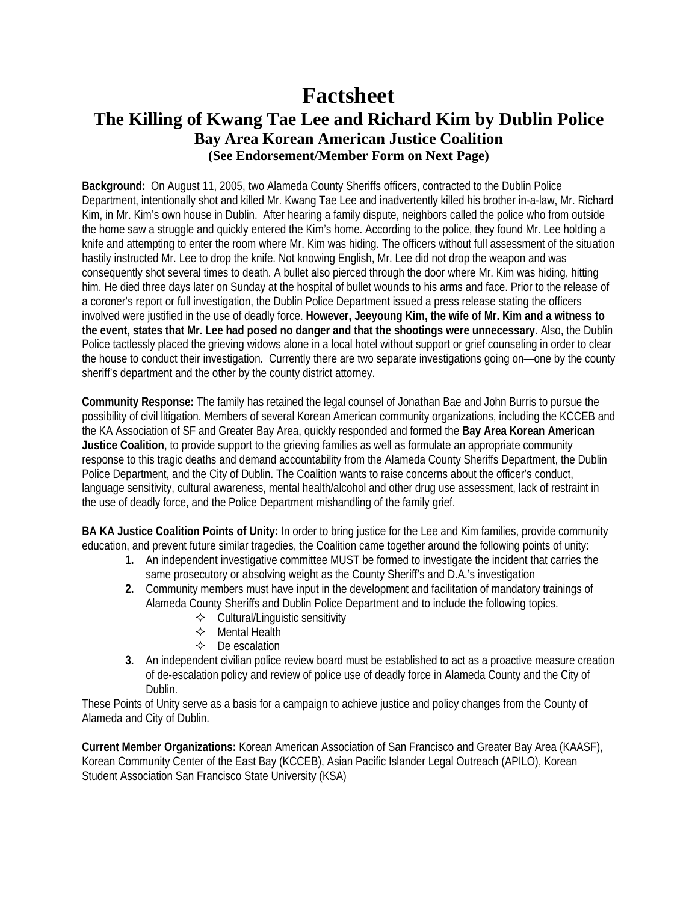# Factsheet

## The Killing of Kwang Tae Lee and Richard Kim by Dublin Police

### Bay Area Korean American Justice Coalition

#### (See Endorsement/Member Form on Next Page)

**Background:** On August 11, 2005, two Alameda County Sheriffs officers, contracted to the Dublin Police Department, intentionally shot and killed Mr. Kwang Tae Lee and inadvertently killed his brother in-a-law, Mr. Richard Kim, in Mr. Kim's own house in Dublin. After hearing a family dispute, neighbors called the police who from outside the home saw a struggle and quickly entered the Kim's home. According to the police, they found Mr. Lee holding a knife and attempting to enter the room where Mr. Kim was hiding. The officers without full assessment of the situation hastily instructed Mr. Lee to drop the knife. Not knowing English, Mr. Lee did not drop the weapon and was consequently shot several times to death. A bullet also pierced through the door where Mr. Kim was hiding, hitting him. He died three days later on Sunday at the hospital of bullet wounds to his arms and face. Prior to the release of a coroner's report or full investigation, the Dublin Police Department issued a press release stating the officers involved were justified in the use of deadly force. **However, Jeeyoung Kim, the wife of Mr. Kim and a witness to the event, states that Mr. Lee had posed no danger and that the shootings were unnecessary.** Also, the Dublin Police tactlessly placed the grieving widows alone in a local hotel without support or grief counseling in order to clear the house to conduct their investigation. Currently there are two separate investigations going on—one by the county sheriff's department and the other by the county district attorney.

**Community Response:** The family has retained the legal counsel of Jonathan Bae and John Burris to pursue the possibility of civil litigation. Members of several Korean American community organizations, including the KCCEB and the KA Association of SF and Greater Bay Area, quickly responded and formed the **Bay Area Korean American Justice Coalition**, to provide support to the grieving families as well as formulate an appropriate community response to this tragic deaths and demand accountability from the Alameda County Sheriffs Department, the Dublin Police Department, and the City of Dublin. The Coalition wants to raise concerns about the officer's conduct, language sensitivity, cultural awareness, mental health/alcohol and other drug use assessment, lack of restraint in the use of deadly force, and the Police Department mishandling of the family grief.

**BA KA Justice Coalition Points of Unity:** In order to bring justice for the Lee and Kim families, provide community education, and prevent future similar tragedies, the Coalition came together around the following points of unity:

1. An independent investigative committee MUST be formed to investigate the incident that carries the same prosecutory or absolving weight as the County Sheriff's and D.A.'s investigation
2. Community members must have input in the development and facilitation of mandatory trainings of Alameda County Sheriffs and Dublin Police Department and to include the following topics.
   - Cultural/Linguistic sensitivity
   - Mental Health
   - De escalation
3. An independent civilian police review board must be established to act as a proactive measure creation of de-escalation policy and review of police use of deadly force in Alameda County and the City of Dublin.

These Points of Unity serve as a basis for a campaign to achieve justice and policy changes from the County of Alameda and City of Dublin.

**Current Member Organizations:** Korean American Association of San Francisco and Greater Bay Area (KAASF), Korean Community Center of the East Bay (KCCEB), Asian Pacific Islander Legal Outreach (APILO), Korean Student Association San Francisco State University (KSA)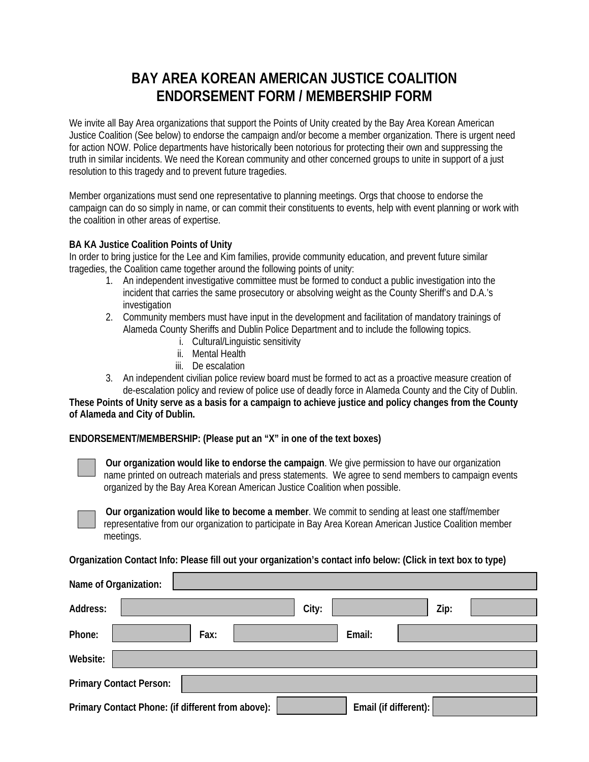# BAY AREA KOREAN AMERICAN JUSTICE COALITION ENDORSEMENT FORM / MEMBERSHIP FORM

We invite all Bay Area organizations that support the Points of Unity created by the Bay Area Korean American Justice Coalition (See below) to endorse the campaign and/or become a member organization. There is urgent need for action NOW. Police departments have historically been notorious for protecting their own and suppressing the truth in similar incidents. We need the Korean community and other concerned groups to unite in support of a just resolution to this tragedy and to prevent future tragedies.

Member organizations must send one representative to planning meetings. Orgs that choose to endorse the campaign can do so simply in name, or can commit their constituents to events, help with event planning or work with the coalition in other areas of expertise.

**BA KA Justice Coalition Points of Unity**

In order to bring justice for the Lee and Kim families, provide community education, and prevent future similar tragedies, the Coalition came together around the following points of unity:

1. An independent investigative committee must be formed to conduct a public investigation into the incident that carries the same prosecutory or absolving weight as the County Sheriff's and D.A.'s investigation
2. Community members must have input in the development and facilitation of mandatory trainings of Alameda County Sheriffs and Dublin Police Department and to include the following topics.
   i. Cultural/Linguistic sensitivity
   ii. Mental Health
   iii. De escalation
3. An independent civilian police review board must be formed to act as a proactive measure creation of de-escalation policy and review of police use of deadly force in Alameda County and the City of Dublin.

**These Points of Unity serve as a basis for a campaign to achieve justice and policy changes from the County of Alameda and City of Dublin.**

**ENDORSEMENT/MEMBERSHIP: (Please put an "X" in one of the text boxes)**

☐ **Our organization would like to endorse the campaign**. We give permission to have our organization name printed on outreach materials and press statements. We agree to send members to campaign events organized by the Bay Area Korean American Justice Coalition when possible.

☐ **Our organization would like to become a member**. We commit to sending at least one staff/member representative from our organization to participate in Bay Area Korean American Justice Coalition member meetings.

**Organization Contact Info: Please fill out your organization's contact info below: (Click in text box to type)**

**Name of Organization:** ____________________

**Address:** ____________________ **City:** ____________________ **Zip:** __________

**Phone:** ____________________ **Fax:** ____________________ **Email:** ____________________

**Website:** ____________________

**Primary Contact Person:** ____________________

**Primary Contact Phone: (if different from above):** __________ **Email (if different):** __________